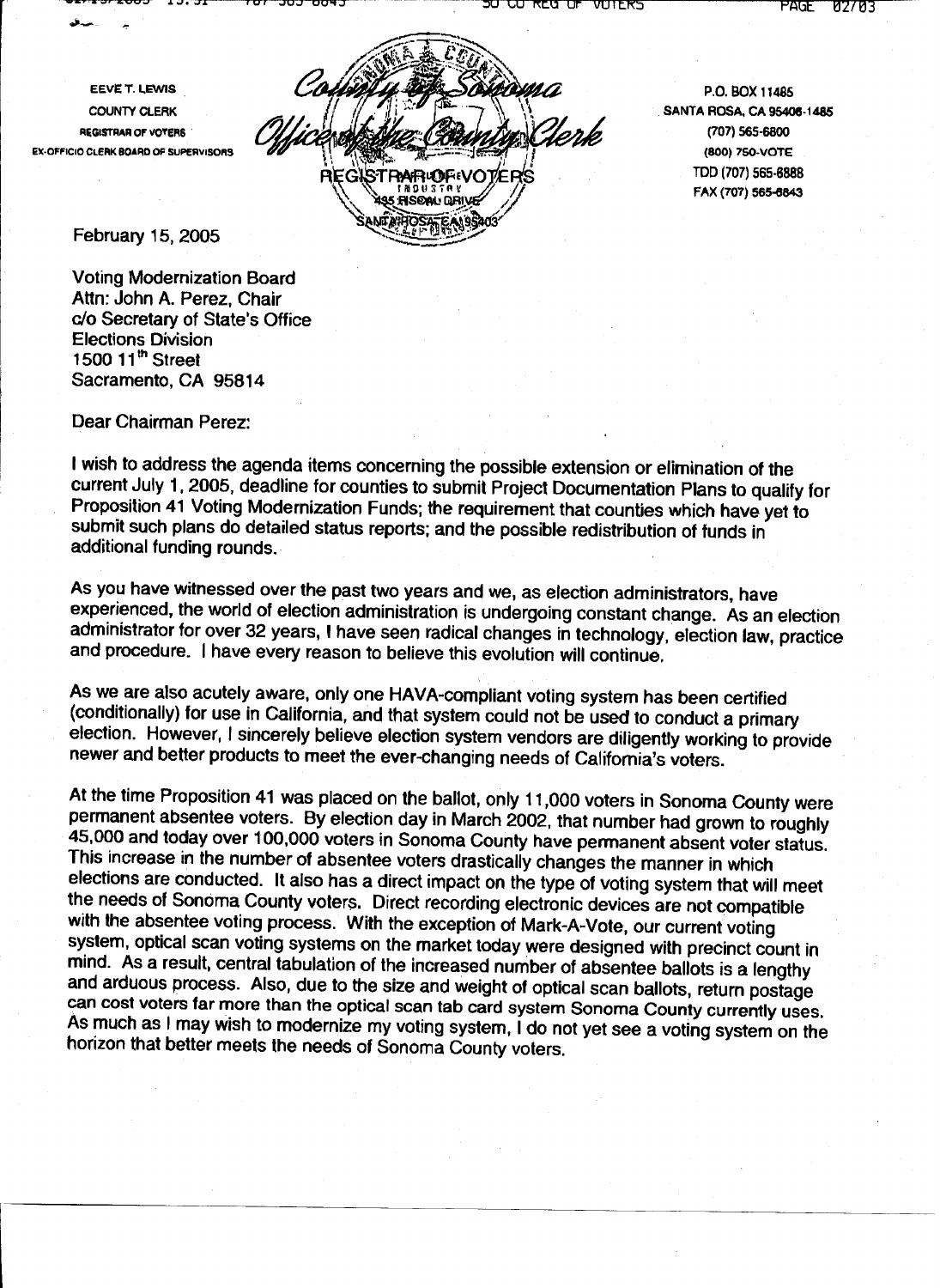EEVE T. LEWIS
COUNTY CLERK
REGISTRAR OF VOTERS
EX-OFFICIO CLERK BOARD OF SUPERVISORS

County of Sonoma
Office of the County Clerk
REGISTRAR OF VOTERS
435 FISCAL DRIVE
SANTA ROSA, CA 95403

P.O. BOX 11485
SANTA ROSA, CA 95406-1485
(707) 565-6800
(800) 750-VOTE
TDD (707) 565-6888
FAX (707) 565-6843

February 15, 2005

Voting Modernization Board
Attn: John A. Perez, Chair
c/o Secretary of State's Office
Elections Division
1500 11th Street
Sacramento, CA 95814

Dear Chairman Perez:

I wish to address the agenda items concerning the possible extension or elimination of the current July 1, 2005, deadline for counties to submit Project Documentation Plans to qualify for Proposition 41 Voting Modernization Funds; the requirement that counties which have yet to submit such plans do detailed status reports; and the possible redistribution of funds in additional funding rounds.

As you have witnessed over the past two years and we, as election administrators, have experienced, the world of election administration is undergoing constant change. As an election administrator for over 32 years, I have seen radical changes in technology, election law, practice and procedure. I have every reason to believe this evolution will continue.

As we are also acutely aware, only one HAVA-compliant voting system has been certified (conditionally) for use in California, and that system could not be used to conduct a primary election. However, I sincerely believe election system vendors are diligently working to provide newer and better products to meet the ever-changing needs of California's voters.

At the time Proposition 41 was placed on the ballot, only 11,000 voters in Sonoma County were permanent absentee voters. By election day in March 2002, that number had grown to roughly 45,000 and today over 100,000 voters in Sonoma County have permanent absent voter status. This increase in the number of absentee voters drastically changes the manner in which elections are conducted. It also has a direct impact on the type of voting system that will meet the needs of Sonoma County voters. Direct recording electronic devices are not compatible with the absentee voting process. With the exception of Mark-A-Vote, our current voting system, optical scan voting systems on the market today were designed with precinct count in mind. As a result, central tabulation of the increased number of absentee ballots is a lengthy and arduous process. Also, due to the size and weight of optical scan ballots, return postage can cost voters far more than the optical scan tab card system Sonoma County currently uses. As much as I may wish to modernize my voting system, I do not yet see a voting system on the horizon that better meets the needs of Sonoma County voters.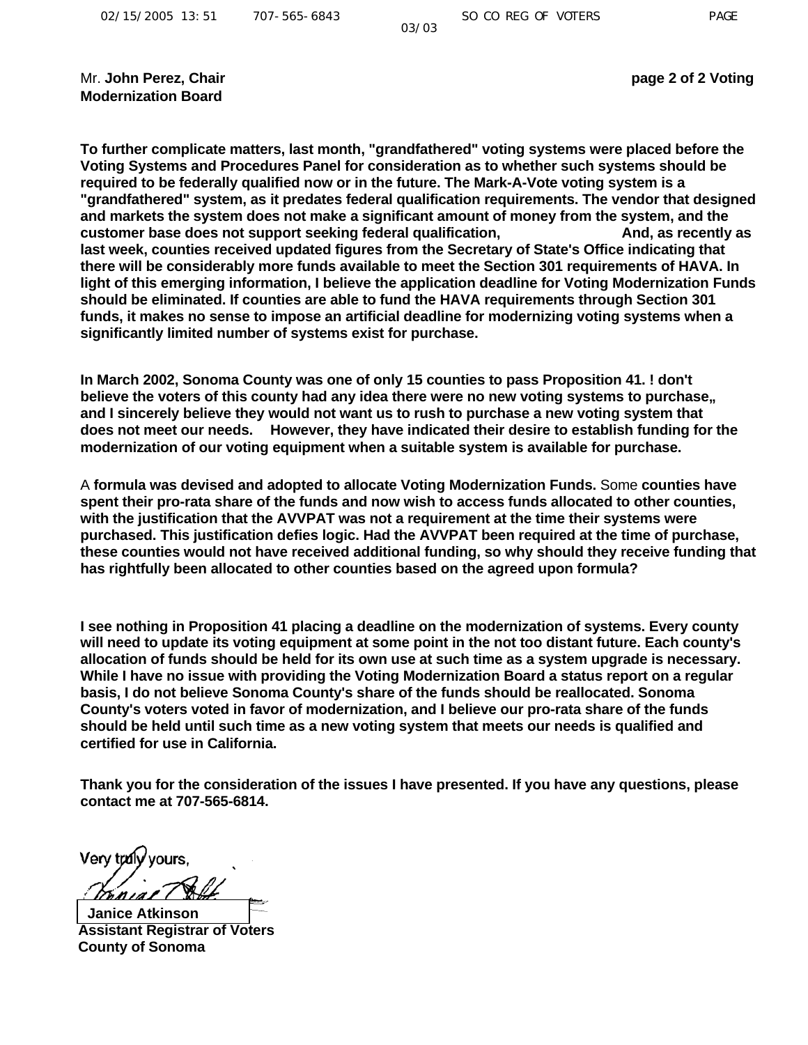Mr. **John Perez, Chair**
**Modernization Board**

**To further complicate matters, last month, "grandfathered" voting systems were placed before the Voting Systems and Procedures Panel for consideration as to whether such systems should be required to be federally qualified now or in the future. The Mark-A-Vote voting system is a "grandfathered" system, as it predates federal qualification requirements. The vendor that designed and markets the system does not make a significant amount of money from the system, and the customer base does not support seeking federal qualification, And, as recently as last week, counties received updated figures from the Secretary of State's Office indicating that there will be considerably more funds available to meet the Section 301 requirements of HAVA. In light of this emerging information, I believe the application deadline for Voting Modernization Funds should be eliminated. If counties are able to fund the HAVA requirements through Section 301 funds, it makes no sense to impose an artificial deadline for modernizing voting systems when a significantly limited number of systems exist for purchase.**

**In March 2002, Sonoma County was one of only 15 counties to pass Proposition 41. ! don't believe the voters of this county had any idea there were no new voting systems to purchase„ and I sincerely believe they would not want us to rush to purchase a new voting system that does not meet our needs. However, they have indicated their desire to establish funding for the modernization of our voting equipment when a suitable system is available for purchase.**

A **formula was devised and adopted to allocate Voting Modernization Funds.** Some **counties have spent their pro-rata share of the funds and now wish to access funds allocated to other counties, with the justification that the AVVPAT was not a requirement at the time their systems were purchased. This justification defies logic. Had the AVVPAT been required at the time of purchase, these counties would not have received additional funding, so why should they receive funding that has rightfully been allocated to other counties based on the agreed upon formula?**

**I see nothing in Proposition 41 placing a deadline on the modernization of systems. Every county will need to update its voting equipment at some point in the not too distant future. Each county's allocation of funds should be held for its own use at such time as a system upgrade is necessary. While I have no issue with providing the Voting Modernization Board a status report on a regular basis, I do not believe Sonoma County's share of the funds should be reallocated. Sonoma County's voters voted in favor of modernization, and I believe our pro-rata share of the funds should be held until such time as a new voting system that meets our needs is qualified and certified for use in California.**

**Thank you for the consideration of the issues I have presented. If you have any questions, please contact me at 707-565-6814.**

Very truly yours,

**Janice Atkinson**
**Assistant Registrar of Voters**
**County of Sonoma**